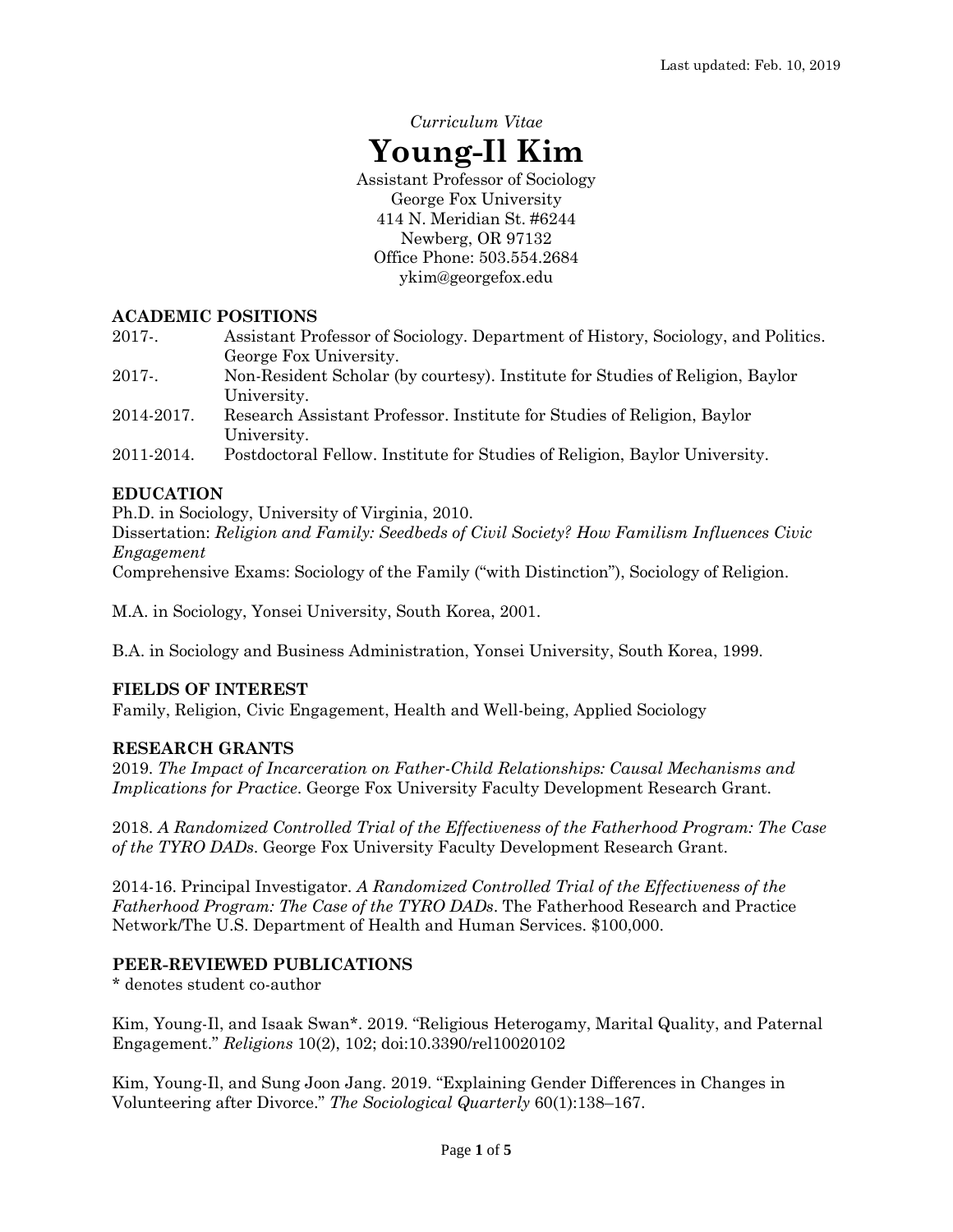Last updated: Feb. 10, 2019

*Curriculum Vitae*

# Young-Il Kim

Assistant Professor of Sociology
George Fox University
414 N. Meridian St. #6244
Newberg, OR 97132
Office Phone: 503.554.2684
ykim@georgefox.edu

## ACADEMIC POSITIONS

2017-. Assistant Professor of Sociology. Department of History, Sociology, and Politics. George Fox University.

2017-. Non-Resident Scholar (by courtesy). Institute for Studies of Religion, Baylor University.

2014-2017. Research Assistant Professor. Institute for Studies of Religion, Baylor University.

2011-2014. Postdoctoral Fellow. Institute for Studies of Religion, Baylor University.

## EDUCATION

Ph.D. in Sociology, University of Virginia, 2010.
Dissertation: *Religion and Family: Seedbeds of Civil Society? How Familism Influences Civic Engagement*
Comprehensive Exams: Sociology of the Family ("with Distinction"), Sociology of Religion.

M.A. in Sociology, Yonsei University, South Korea, 2001.

B.A. in Sociology and Business Administration, Yonsei University, South Korea, 1999.

## FIELDS OF INTEREST

Family, Religion, Civic Engagement, Health and Well-being, Applied Sociology

## RESEARCH GRANTS

2019. *The Impact of Incarceration on Father-Child Relationships: Causal Mechanisms and Implications for Practice*. George Fox University Faculty Development Research Grant.

2018. *A Randomized Controlled Trial of the Effectiveness of the Fatherhood Program: The Case of the TYRO DADs*. George Fox University Faculty Development Research Grant.

2014-16. Principal Investigator. *A Randomized Controlled Trial of the Effectiveness of the Fatherhood Program: The Case of the TYRO DADs*. The Fatherhood Research and Practice Network/The U.S. Department of Health and Human Services. $100,000.

## PEER-REVIEWED PUBLICATIONS

* denotes student co-author

Kim, Young-Il, and Isaak Swan*. 2019. "Religious Heterogamy, Marital Quality, and Paternal Engagement." *Religions* 10(2), 102; doi:10.3390/rel10020102

Kim, Young-Il, and Sung Joon Jang. 2019. "Explaining Gender Differences in Changes in Volunteering after Divorce." *The Sociological Quarterly* 60(1):138–167.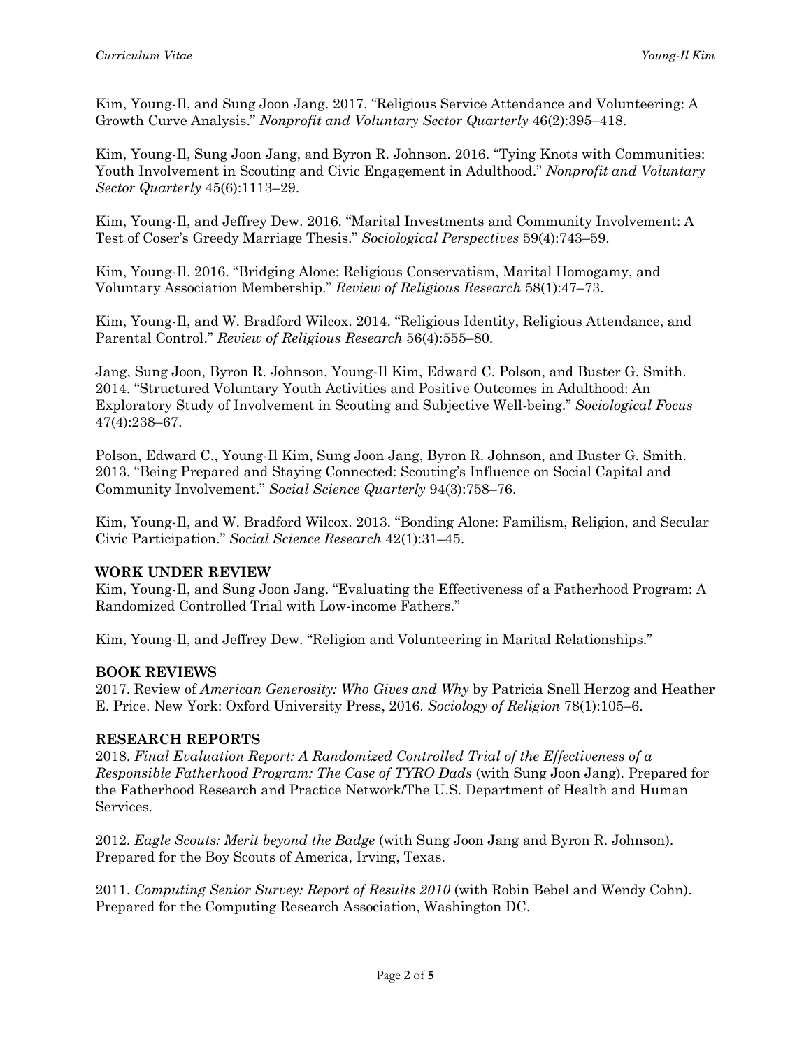Kim, Young-Il, and Sung Joon Jang. 2017. "Religious Service Attendance and Volunteering: A Growth Curve Analysis." *Nonprofit and Voluntary Sector Quarterly* 46(2):395–418.

Kim, Young-Il, Sung Joon Jang, and Byron R. Johnson. 2016. "Tying Knots with Communities: Youth Involvement in Scouting and Civic Engagement in Adulthood." *Nonprofit and Voluntary Sector Quarterly* 45(6):1113–29.

Kim, Young-Il, and Jeffrey Dew. 2016. "Marital Investments and Community Involvement: A Test of Coser's Greedy Marriage Thesis." *Sociological Perspectives* 59(4):743–59.

Kim, Young-Il. 2016. "Bridging Alone: Religious Conservatism, Marital Homogamy, and Voluntary Association Membership." *Review of Religious Research* 58(1):47–73.

Kim, Young-Il, and W. Bradford Wilcox. 2014. "Religious Identity, Religious Attendance, and Parental Control." *Review of Religious Research* 56(4):555–80.

Jang, Sung Joon, Byron R. Johnson, Young-Il Kim, Edward C. Polson, and Buster G. Smith. 2014. "Structured Voluntary Youth Activities and Positive Outcomes in Adulthood: An Exploratory Study of Involvement in Scouting and Subjective Well-being." *Sociological Focus* 47(4):238–67.

Polson, Edward C., Young-Il Kim, Sung Joon Jang, Byron R. Johnson, and Buster G. Smith. 2013. "Being Prepared and Staying Connected: Scouting's Influence on Social Capital and Community Involvement." *Social Science Quarterly* 94(3):758–76.

Kim, Young-Il, and W. Bradford Wilcox. 2013. "Bonding Alone: Familism, Religion, and Secular Civic Participation." *Social Science Research* 42(1):31–45.

## WORK UNDER REVIEW

Kim, Young-Il, and Sung Joon Jang. "Evaluating the Effectiveness of a Fatherhood Program: A Randomized Controlled Trial with Low-income Fathers."

Kim, Young-Il, and Jeffrey Dew. "Religion and Volunteering in Marital Relationships."

## BOOK REVIEWS

2017. Review of *American Generosity: Who Gives and Why* by Patricia Snell Herzog and Heather E. Price. New York: Oxford University Press, 2016. *Sociology of Religion* 78(1):105–6.

## RESEARCH REPORTS

2018. *Final Evaluation Report: A Randomized Controlled Trial of the Effectiveness of a Responsible Fatherhood Program: The Case of TYRO Dads* (with Sung Joon Jang). Prepared for the Fatherhood Research and Practice Network/The U.S. Department of Health and Human Services.

2012. *Eagle Scouts: Merit beyond the Badge* (with Sung Joon Jang and Byron R. Johnson). Prepared for the Boy Scouts of America, Irving, Texas.

2011. *Computing Senior Survey: Report of Results 2010* (with Robin Bebel and Wendy Cohn). Prepared for the Computing Research Association, Washington DC.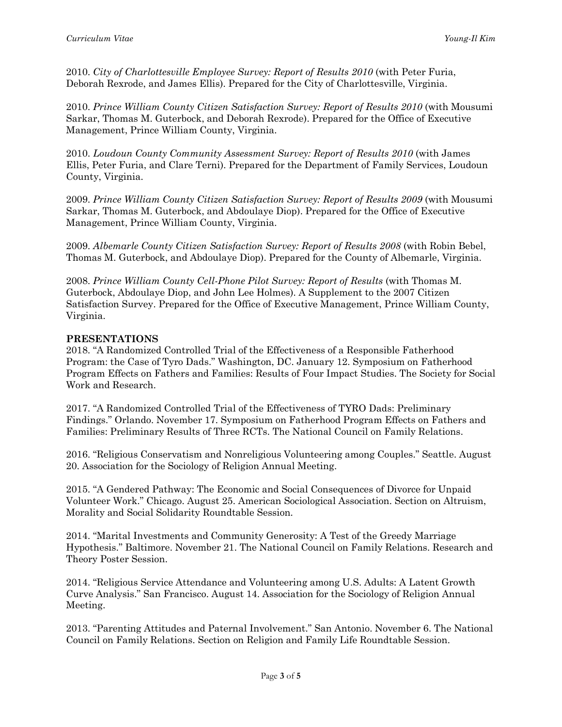2010. *City of Charlottesville Employee Survey: Report of Results 2010* (with Peter Furia, Deborah Rexrode, and James Ellis). Prepared for the City of Charlottesville, Virginia.

2010. *Prince William County Citizen Satisfaction Survey: Report of Results 2010* (with Mousumi Sarkar, Thomas M. Guterbock, and Deborah Rexrode). Prepared for the Office of Executive Management, Prince William County, Virginia.

2010. *Loudoun County Community Assessment Survey: Report of Results 2010* (with James Ellis, Peter Furia, and Clare Terni). Prepared for the Department of Family Services, Loudoun County, Virginia.

2009. *Prince William County Citizen Satisfaction Survey: Report of Results 2009* (with Mousumi Sarkar, Thomas M. Guterbock, and Abdoulaye Diop). Prepared for the Office of Executive Management, Prince William County, Virginia.

2009. *Albemarle County Citizen Satisfaction Survey: Report of Results 2008* (with Robin Bebel, Thomas M. Guterbock, and Abdoulaye Diop). Prepared for the County of Albemarle, Virginia.

2008. *Prince William County Cell-Phone Pilot Survey: Report of Results* (with Thomas M. Guterbock, Abdoulaye Diop, and John Lee Holmes). A Supplement to the 2007 Citizen Satisfaction Survey. Prepared for the Office of Executive Management, Prince William County, Virginia.

**PRESENTATIONS**

2018. "A Randomized Controlled Trial of the Effectiveness of a Responsible Fatherhood Program: the Case of Tyro Dads." Washington, DC. January 12. Symposium on Fatherhood Program Effects on Fathers and Families: Results of Four Impact Studies. The Society for Social Work and Research.

2017. "A Randomized Controlled Trial of the Effectiveness of TYRO Dads: Preliminary Findings." Orlando. November 17. Symposium on Fatherhood Program Effects on Fathers and Families: Preliminary Results of Three RCTs. The National Council on Family Relations.

2016. "Religious Conservatism and Nonreligious Volunteering among Couples." Seattle. August 20. Association for the Sociology of Religion Annual Meeting.

2015. "A Gendered Pathway: The Economic and Social Consequences of Divorce for Unpaid Volunteer Work." Chicago. August 25. American Sociological Association. Section on Altruism, Morality and Social Solidarity Roundtable Session.

2014. "Marital Investments and Community Generosity: A Test of the Greedy Marriage Hypothesis." Baltimore. November 21. The National Council on Family Relations. Research and Theory Poster Session.

2014. "Religious Service Attendance and Volunteering among U.S. Adults: A Latent Growth Curve Analysis." San Francisco. August 14. Association for the Sociology of Religion Annual Meeting.

2013. "Parenting Attitudes and Paternal Involvement." San Antonio. November 6. The National Council on Family Relations. Section on Religion and Family Life Roundtable Session.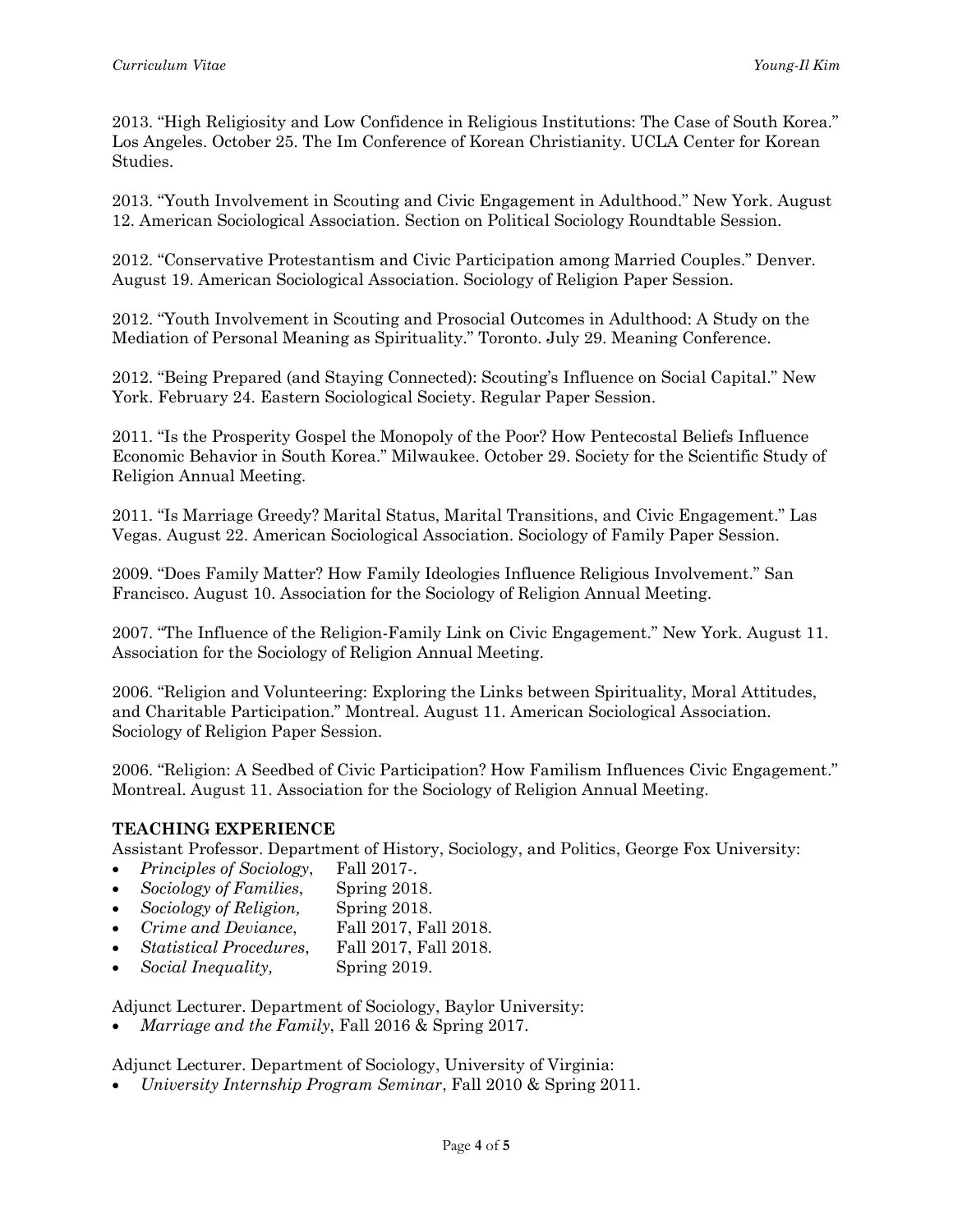2013. "High Religiosity and Low Confidence in Religious Institutions: The Case of South Korea." Los Angeles. October 25. The Im Conference of Korean Christianity. UCLA Center for Korean Studies.

2013. "Youth Involvement in Scouting and Civic Engagement in Adulthood." New York. August 12. American Sociological Association. Section on Political Sociology Roundtable Session.

2012. "Conservative Protestantism and Civic Participation among Married Couples." Denver. August 19. American Sociological Association. Sociology of Religion Paper Session.

2012. "Youth Involvement in Scouting and Prosocial Outcomes in Adulthood: A Study on the Mediation of Personal Meaning as Spirituality." Toronto. July 29. Meaning Conference.

2012. "Being Prepared (and Staying Connected): Scouting's Influence on Social Capital." New York. February 24. Eastern Sociological Society. Regular Paper Session.

2011. "Is the Prosperity Gospel the Monopoly of the Poor? How Pentecostal Beliefs Influence Economic Behavior in South Korea." Milwaukee. October 29. Society for the Scientific Study of Religion Annual Meeting.

2011. "Is Marriage Greedy? Marital Status, Marital Transitions, and Civic Engagement." Las Vegas. August 22. American Sociological Association. Sociology of Family Paper Session.

2009. "Does Family Matter? How Family Ideologies Influence Religious Involvement." San Francisco. August 10. Association for the Sociology of Religion Annual Meeting.

2007. "The Influence of the Religion-Family Link on Civic Engagement." New York. August 11. Association for the Sociology of Religion Annual Meeting.

2006. "Religion and Volunteering: Exploring the Links between Spirituality, Moral Attitudes, and Charitable Participation." Montreal. August 11. American Sociological Association. Sociology of Religion Paper Session.

2006. "Religion: A Seedbed of Civic Participation? How Familism Influences Civic Engagement." Montreal. August 11. Association for the Sociology of Religion Annual Meeting.

## TEACHING EXPERIENCE

Assistant Professor. Department of History, Sociology, and Politics, George Fox University:

- *Principles of Sociology*, Fall 2017-.
- *Sociology of Families*, Spring 2018.
- *Sociology of Religion,* Spring 2018.
- *Crime and Deviance*, Fall 2017, Fall 2018.
- *Statistical Procedures*, Fall 2017, Fall 2018.
- *Social Inequality,* Spring 2019.

Adjunct Lecturer. Department of Sociology, Baylor University:

- *Marriage and the Family*, Fall 2016 & Spring 2017.

Adjunct Lecturer. Department of Sociology, University of Virginia:

- *University Internship Program Seminar*, Fall 2010 & Spring 2011.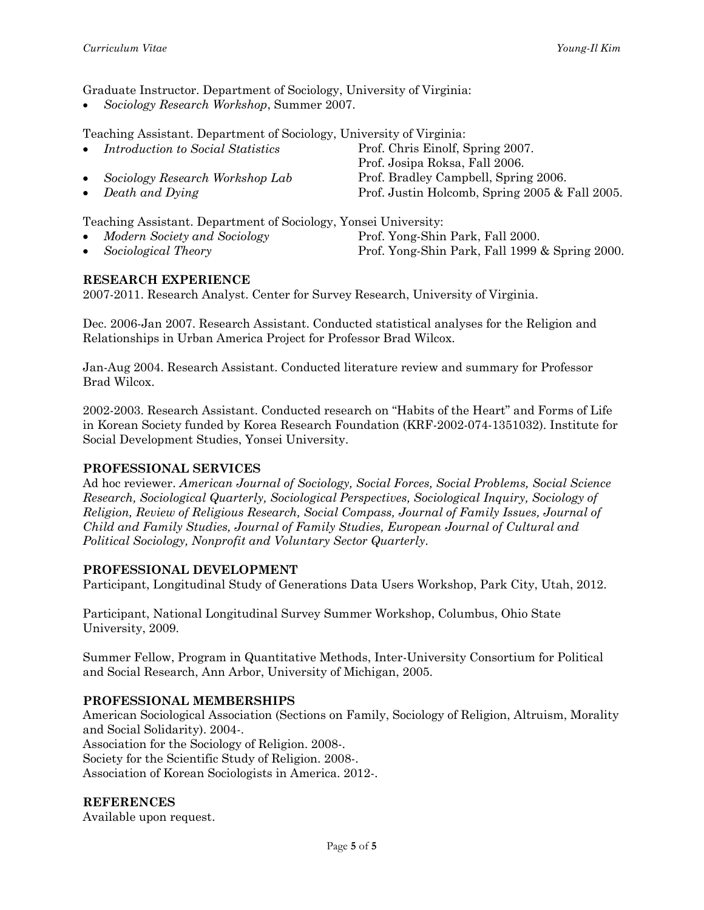Graduate Instructor. Department of Sociology, University of Virginia:

- *Sociology Research Workshop*, Summer 2007.

Teaching Assistant. Department of Sociology, University of Virginia:

- *Introduction to Social Statistics* — Prof. Chris Einolf, Spring 2007.
  Prof. Josipa Roksa, Fall 2006.
- *Sociology Research Workshop Lab* — Prof. Bradley Campbell, Spring 2006.
- *Death and Dying* — Prof. Justin Holcomb, Spring 2005 & Fall 2005.

Teaching Assistant. Department of Sociology, Yonsei University:

- *Modern Society and Sociology* — Prof. Yong-Shin Park, Fall 2000.
- *Sociological Theory* — Prof. Yong-Shin Park, Fall 1999 & Spring 2000.

## RESEARCH EXPERIENCE

2007-2011. Research Analyst. Center for Survey Research, University of Virginia.

Dec. 2006-Jan 2007. Research Assistant. Conducted statistical analyses for the Religion and Relationships in Urban America Project for Professor Brad Wilcox.

Jan-Aug 2004. Research Assistant. Conducted literature review and summary for Professor Brad Wilcox.

2002-2003. Research Assistant. Conducted research on "Habits of the Heart" and Forms of Life in Korean Society funded by Korea Research Foundation (KRF-2002-074-1351032). Institute for Social Development Studies, Yonsei University.

## PROFESSIONAL SERVICES

Ad hoc reviewer. *American Journal of Sociology, Social Forces, Social Problems, Social Science Research, Sociological Quarterly, Sociological Perspectives, Sociological Inquiry, Sociology of Religion, Review of Religious Research, Social Compass, Journal of Family Issues, Journal of Child and Family Studies, Journal of Family Studies, European Journal of Cultural and Political Sociology, Nonprofit and Voluntary Sector Quarterly*.

## PROFESSIONAL DEVELOPMENT

Participant, Longitudinal Study of Generations Data Users Workshop, Park City, Utah, 2012.

Participant, National Longitudinal Survey Summer Workshop, Columbus, Ohio State University, 2009.

Summer Fellow, Program in Quantitative Methods, Inter-University Consortium for Political and Social Research, Ann Arbor, University of Michigan, 2005.

## PROFESSIONAL MEMBERSHIPS

American Sociological Association (Sections on Family, Sociology of Religion, Altruism, Morality and Social Solidarity). 2004-.
Association for the Sociology of Religion. 2008-.
Society for the Scientific Study of Religion. 2008-.
Association of Korean Sociologists in America. 2012-.

## REFERENCES

Available upon request.